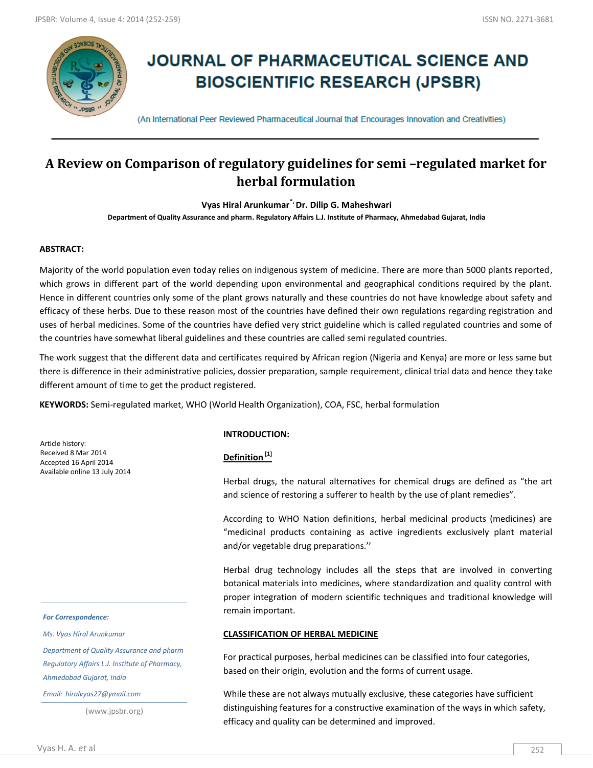# JOURNAL OF PHARMACEUTICAL SCIENCE AND BIOSCIENTIFIC RESEARCH (JPSBR)

(An International Peer Reviewed Pharmaceutical Journal that Encourages Innovation and Creativities)

## A Review on Comparison of regulatory guidelines for semi –regulated market for herbal formulation

**Vyas Hiral Arunkumar[*], Dr. Dilip G. Maheshwari**

**Department of Quality Assurance and pharm. Regulatory Affairs L.J. Institute of Pharmacy, Ahmedabad Gujarat, India**

### ABSTRACT:

Majority of the world population even today relies on indigenous system of medicine. There are more than 5000 plants reported, which grows in different part of the world depending upon environmental and geographical conditions required by the plant. Hence in different countries only some of the plant grows naturally and these countries do not have knowledge about safety and efficacy of these herbs. Due to these reason most of the countries have defined their own regulations regarding registration and uses of herbal medicines. Some of the countries have defied very strict guideline which is called regulated countries and some of the countries have somewhat liberal guidelines and these countries are called semi regulated countries.

The work suggest that the different data and certificates required by African region (Nigeria and Kenya) are more or less same but there is difference in their administrative policies, dossier preparation, sample requirement, clinical trial data and hence they take different amount of time to get the product registered.

**KEYWORDS:** Semi-regulated market, WHO (World Health Organization), COA, FSC, herbal formulation

Article history:
Received 8 Mar 2014
Accepted 16 April 2014
Available online 13 July 2014

*For Correspondence:*

*Ms. Vyas Hiral Arunkumar*

*Department of Quality Assurance and pharm Regulatory Affairs L.J. Institute of Pharmacy, Ahmedabad Gujarat, India*

*Email: hiralvyas27@ymail.com*

(www.jpsbr.org)

### INTRODUCTION:

**Definition [1]**

Herbal drugs, the natural alternatives for chemical drugs are defined as "the art and science of restoring a sufferer to health by the use of plant remedies".

According to WHO Nation definitions, herbal medicinal products (medicines) are "medicinal products containing as active ingredients exclusively plant material and/or vegetable drug preparations.''

Herbal drug technology includes all the steps that are involved in converting botanical materials into medicines, where standardization and quality control with proper integration of modern scientific techniques and traditional knowledge will remain important.

**CLASSIFICATION OF HERBAL MEDICINE**

For practical purposes, herbal medicines can be classified into four categories, based on their origin, evolution and the forms of current usage.

While these are not always mutually exclusive, these categories have sufficient distinguishing features for a constructive examination of the ways in which safety, efficacy and quality can be determined and improved.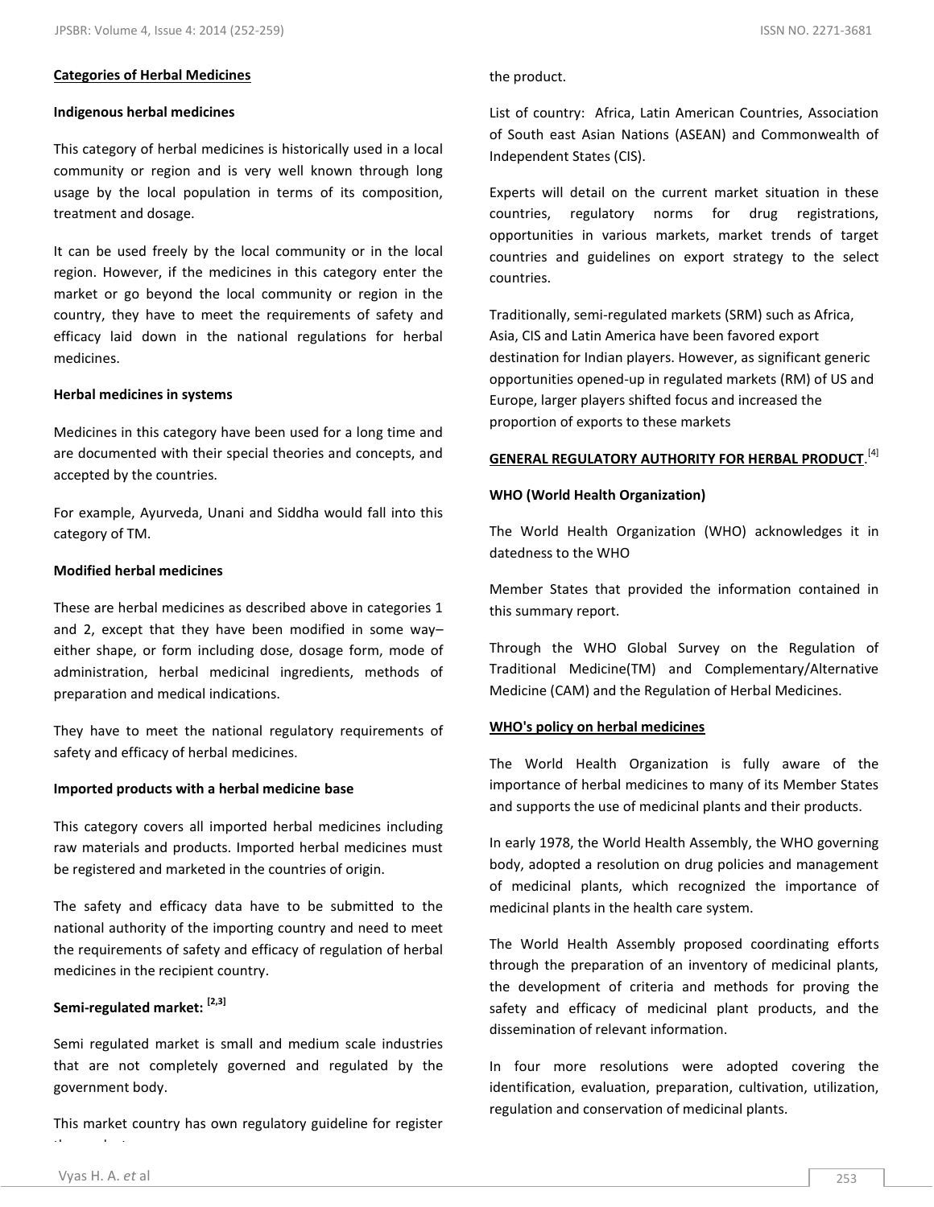**Categories of Herbal Medicines**

**Indigenous herbal medicines**

This category of herbal medicines is historically used in a local community or region and is very well known through long usage by the local population in terms of its composition, treatment and dosage.

It can be used freely by the local community or in the local region. However, if the medicines in this category enter the market or go beyond the local community or region in the country, they have to meet the requirements of safety and efficacy laid down in the national regulations for herbal medicines.

**Herbal medicines in systems**

Medicines in this category have been used for a long time and are documented with their special theories and concepts, and accepted by the countries.

For example, Ayurveda, Unani and Siddha would fall into this category of TM.

**Modified herbal medicines**

These are herbal medicines as described above in categories 1 and 2, except that they have been modified in some way– either shape, or form including dose, dosage form, mode of administration, herbal medicinal ingredients, methods of preparation and medical indications.

They have to meet the national regulatory requirements of safety and efficacy of herbal medicines.

**Imported products with a herbal medicine base**

This category covers all imported herbal medicines including raw materials and products. Imported herbal medicines must be registered and marketed in the countries of origin.

The safety and efficacy data have to be submitted to the national authority of the importing country and need to meet the requirements of safety and efficacy of regulation of herbal medicines in the recipient country.

**Semi-regulated market:** [2,3]

Semi regulated market is small and medium scale industries that are not completely governed and regulated by the government body.

This market country has own regulatory guideline for register the product.

List of country: Africa, Latin American Countries, Association of South east Asian Nations (ASEAN) and Commonwealth of Independent States (CIS).

Experts will detail on the current market situation in these countries, regulatory norms for drug registrations, opportunities in various markets, market trends of target countries and guidelines on export strategy to the select countries.

Traditionally, semi-regulated markets (SRM) such as Africa, Asia, CIS and Latin America have been favored export destination for Indian players. However, as significant generic opportunities opened-up in regulated markets (RM) of US and Europe, larger players shifted focus and increased the proportion of exports to these markets

**GENERAL REGULATORY AUTHORITY FOR HERBAL PRODUCT**.[4]

**WHO (World Health Organization)**

The World Health Organization (WHO) acknowledges it in datedness to the WHO

Member States that provided the information contained in this summary report.

Through the WHO Global Survey on the Regulation of Traditional Medicine(TM) and Complementary/Alternative Medicine (CAM) and the Regulation of Herbal Medicines.

**WHO's policy on herbal medicines**

The World Health Organization is fully aware of the importance of herbal medicines to many of its Member States and supports the use of medicinal plants and their products.

In early 1978, the World Health Assembly, the WHO governing body, adopted a resolution on drug policies and management of medicinal plants, which recognized the importance of medicinal plants in the health care system.

The World Health Assembly proposed coordinating efforts through the preparation of an inventory of medicinal plants, the development of criteria and methods for proving the safety and efficacy of medicinal plant products, and the dissemination of relevant information.

In four more resolutions were adopted covering the identification, evaluation, preparation, cultivation, utilization, regulation and conservation of medicinal plants.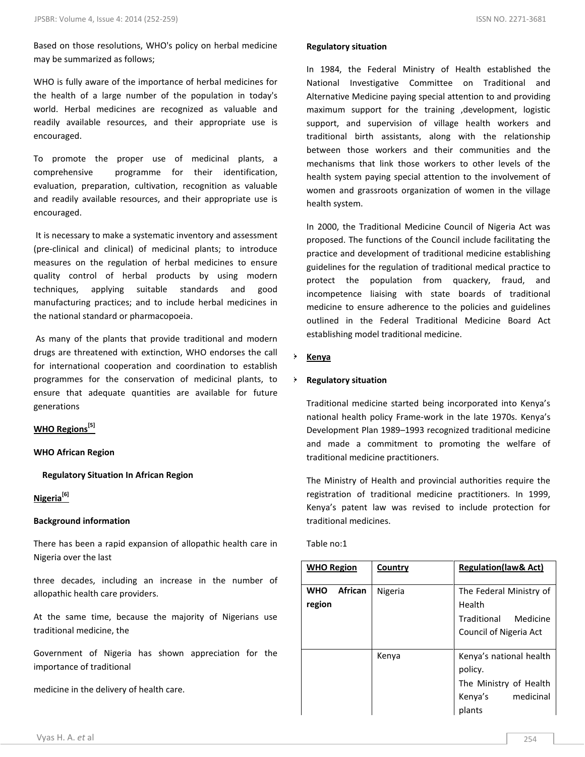Based on those resolutions, WHO's policy on herbal medicine may be summarized as follows;

WHO is fully aware of the importance of herbal medicines for the health of a large number of the population in today's world. Herbal medicines are recognized as valuable and readily available resources, and their appropriate use is encouraged.

To promote the proper use of medicinal plants, a comprehensive programme for their identification, evaluation, preparation, cultivation, recognition as valuable and readily available resources, and their appropriate use is encouraged.

It is necessary to make a systematic inventory and assessment (pre-clinical and clinical) of medicinal plants; to introduce measures on the regulation of herbal medicines to ensure quality control of herbal products by using modern techniques, applying suitable standards and good manufacturing practices; and to include herbal medicines in the national standard or pharmacopoeia.

As many of the plants that provide traditional and modern drugs are threatened with extinction, WHO endorses the call for international cooperation and coordination to establish programmes for the conservation of medicinal plants, to ensure that adequate quantities are available for future generations

**WHO Regions[5]**

**WHO African Region**

**Regulatory Situation In African Region**

**Nigeria[6]**

**Background information**

There has been a rapid expansion of allopathic health care in Nigeria over the last

three decades, including an increase in the number of allopathic health care providers.

At the same time, because the majority of Nigerians use traditional medicine, the

Government of Nigeria has shown appreciation for the importance of traditional

medicine in the delivery of health care.

**Regulatory situation**

In 1984, the Federal Ministry of Health established the National Investigative Committee on Traditional and Alternative Medicine paying special attention to and providing maximum support for the training ,development, logistic support, and supervision of village health workers and traditional birth assistants, along with the relationship between those workers and their communities and the mechanisms that link those workers to other levels of the health system paying special attention to the involvement of women and grassroots organization of women in the village health system.

In 2000, the Traditional Medicine Council of Nigeria Act was proposed. The functions of the Council include facilitating the practice and development of traditional medicine establishing guidelines for the regulation of traditional medical practice to protect the population from quackery, fraud, and incompetence liaising with state boards of traditional medicine to ensure adherence to the policies and guidelines outlined in the Federal Traditional Medicine Board Act establishing model traditional medicine.

- **Kenya**
- **Regulatory situation**

Traditional medicine started being incorporated into Kenya's national health policy Frame-work in the late 1970s. Kenya's Development Plan 1989–1993 recognized traditional medicine and made a commitment to promoting the welfare of traditional medicine practitioners.

The Ministry of Health and provincial authorities require the registration of traditional medicine practitioners. In 1999, Kenya's patent law was revised to include protection for traditional medicines.

Table no:1

| WHO Region | Country | Regulation(law& Act) |
|---|---|---|
| **WHO African region** | Nigeria | The Federal Ministry of Health<br>Traditional Medicine Council of Nigeria Act |
| | Kenya | Kenya's national health policy.<br>The Ministry of Health Kenya's medicinal plants |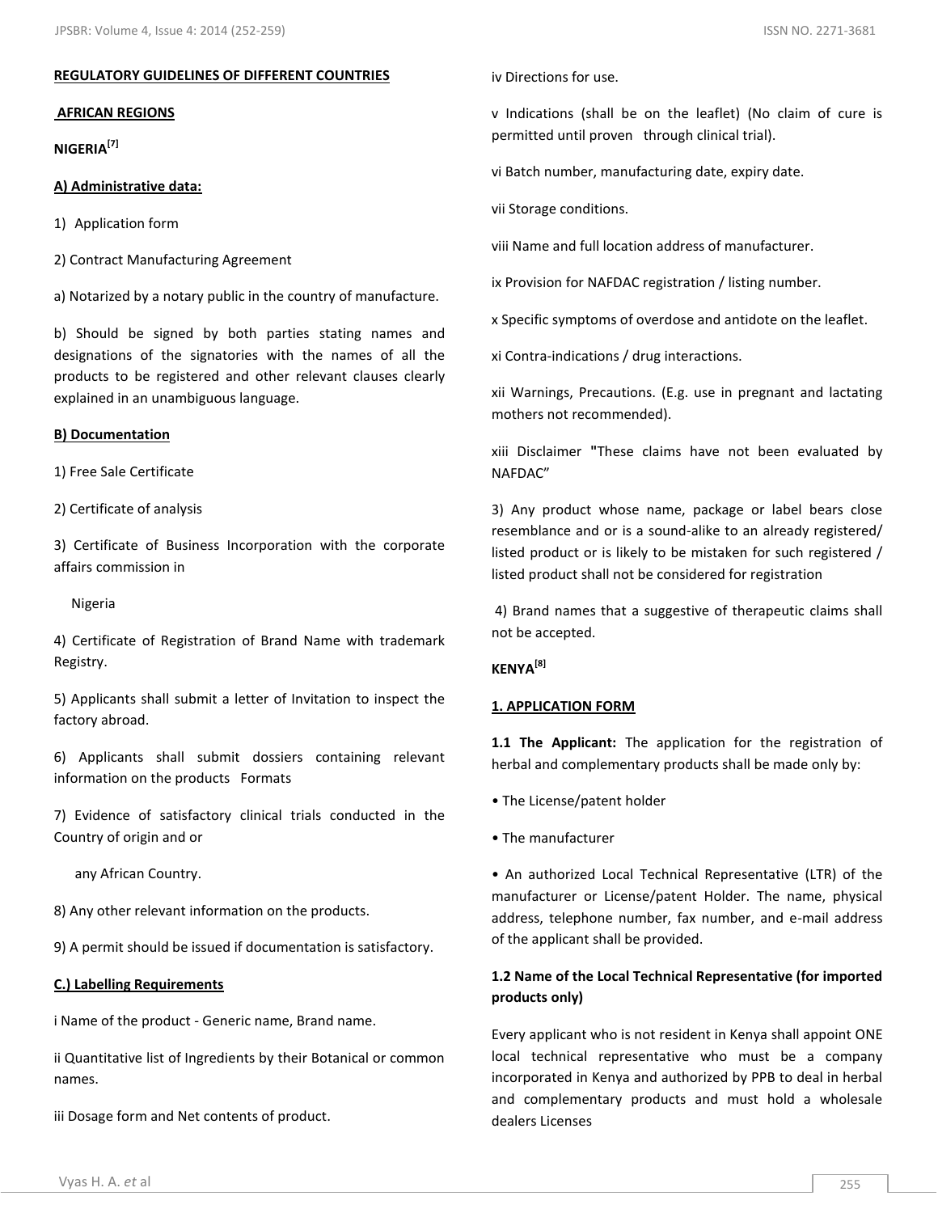## REGULATORY GUIDELINES OF DIFFERENT COUNTRIES

### AFRICAN REGIONS

### NIGERIA[7]

#### A) Administrative data:

1) Application form

2) Contract Manufacturing Agreement

a) Notarized by a notary public in the country of manufacture.

b) Should be signed by both parties stating names and designations of the signatories with the names of all the products to be registered and other relevant clauses clearly explained in an unambiguous language.

#### B) Documentation

1) Free Sale Certificate

2) Certificate of analysis

3) Certificate of Business Incorporation with the corporate affairs commission in Nigeria

4) Certificate of Registration of Brand Name with trademark Registry.

5) Applicants shall submit a letter of Invitation to inspect the factory abroad.

6) Applicants shall submit dossiers containing relevant information on the products Formats

7) Evidence of satisfactory clinical trials conducted in the Country of origin and or any African Country.

8) Any other relevant information on the products.

9) A permit should be issued if documentation is satisfactory.

#### C.) Labelling Requirements

i Name of the product - Generic name, Brand name.

ii Quantitative list of Ingredients by their Botanical or common names.

iii Dosage form and Net contents of product.

iv Directions for use.

v Indications (shall be on the leaflet) (No claim of cure is permitted until proven through clinical trial).

vi Batch number, manufacturing date, expiry date.

vii Storage conditions.

viii Name and full location address of manufacturer.

ix Provision for NAFDAC registration / listing number.

x Specific symptoms of overdose and antidote on the leaflet.

xi Contra-indications / drug interactions.

xii Warnings, Precautions. (E.g. use in pregnant and lactating mothers not recommended).

xiii Disclaimer "These claims have not been evaluated by NAFDAC"

3) Any product whose name, package or label bears close resemblance and or is a sound-alike to an already registered/ listed product or is likely to be mistaken for such registered / listed product shall not be considered for registration

4) Brand names that a suggestive of therapeutic claims shall not be accepted.

### KENYA[8]

#### 1. APPLICATION FORM

**1.1 The Applicant:** The application for the registration of herbal and complementary products shall be made only by:

- The License/patent holder
- The manufacturer
- An authorized Local Technical Representative (LTR) of the manufacturer or License/patent Holder. The name, physical address, telephone number, fax number, and e-mail address of the applicant shall be provided.

**1.2 Name of the Local Technical Representative (for imported products only)**

Every applicant who is not resident in Kenya shall appoint ONE local technical representative who must be a company incorporated in Kenya and authorized by PPB to deal in herbal and complementary products and must hold a wholesale dealers Licenses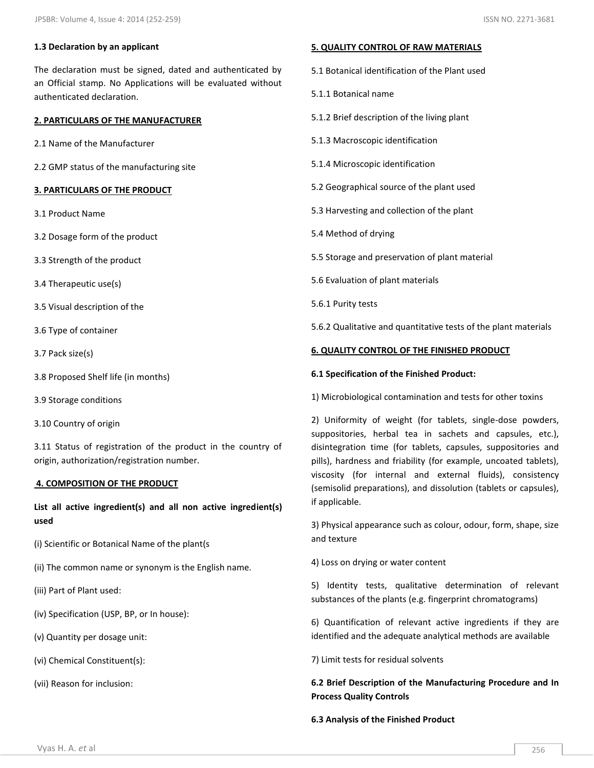**1.3 Declaration by an applicant**

The declaration must be signed, dated and authenticated by an Official stamp. No Applications will be evaluated without authenticated declaration.

## 2. PARTICULARS OF THE MANUFACTURER

2.1 Name of the Manufacturer

2.2 GMP status of the manufacturing site

## 3. PARTICULARS OF THE PRODUCT

3.1 Product Name

3.2 Dosage form of the product

3.3 Strength of the product

3.4 Therapeutic use(s)

3.5 Visual description of the

3.6 Type of container

3.7 Pack size(s)

3.8 Proposed Shelf life (in months)

3.9 Storage conditions

3.10 Country of origin

3.11 Status of registration of the product in the country of origin, authorization/registration number.

## 4. COMPOSITION OF THE PRODUCT

**List all active ingredient(s) and all non active ingredient(s) used**

(i) Scientific or Botanical Name of the plant(s

(ii) The common name or synonym is the English name.

(iii) Part of Plant used:

(iv) Specification (USP, BP, or In house):

(v) Quantity per dosage unit:

(vi) Chemical Constituent(s):

(vii) Reason for inclusion:

## 5. QUALITY CONTROL OF RAW MATERIALS

5.1 Botanical identification of the Plant used

5.1.1 Botanical name

5.1.2 Brief description of the living plant

5.1.3 Macroscopic identification

5.1.4 Microscopic identification

5.2 Geographical source of the plant used

5.3 Harvesting and collection of the plant

5.4 Method of drying

5.5 Storage and preservation of plant material

5.6 Evaluation of plant materials

5.6.1 Purity tests

5.6.2 Qualitative and quantitative tests of the plant materials

## 6. QUALITY CONTROL OF THE FINISHED PRODUCT

**6.1 Specification of the Finished Product:**

1) Microbiological contamination and tests for other toxins

2) Uniformity of weight (for tablets, single-dose powders, suppositories, herbal tea in sachets and capsules, etc.), disintegration time (for tablets, capsules, suppositories and pills), hardness and friability (for example, uncoated tablets), viscosity (for internal and external fluids), consistency (semisolid preparations), and dissolution (tablets or capsules), if applicable.

3) Physical appearance such as colour, odour, form, shape, size and texture

4) Loss on drying or water content

5) Identity tests, qualitative determination of relevant substances of the plants (e.g. fingerprint chromatograms)

6) Quantification of relevant active ingredients if they are identified and the adequate analytical methods are available

7) Limit tests for residual solvents

**6.2 Brief Description of the Manufacturing Procedure and In Process Quality Controls**

**6.3 Analysis of the Finished Product**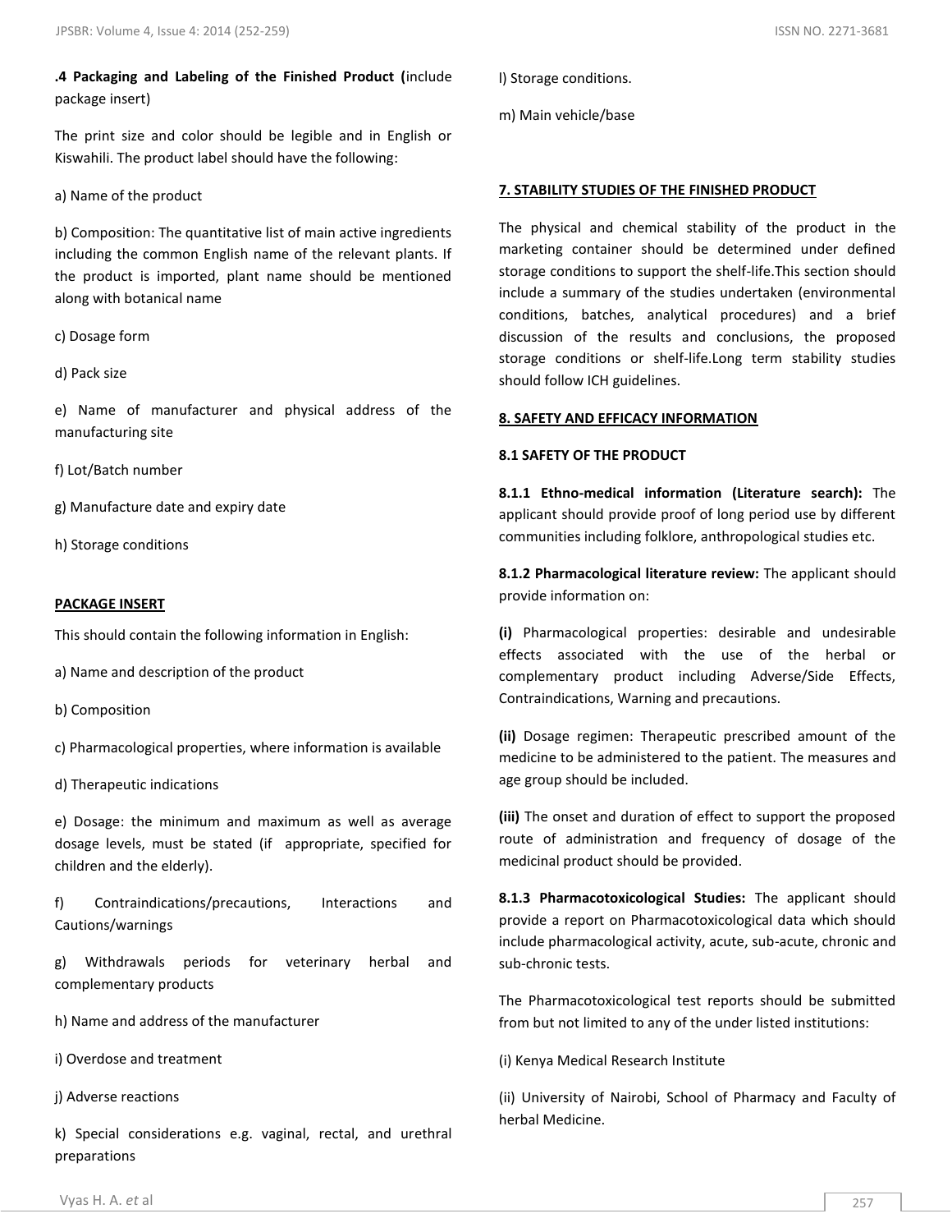**.4 Packaging and Labeling of the Finished Product (**include package insert)

The print size and color should be legible and in English or Kiswahili. The product label should have the following:

a) Name of the product

b) Composition: The quantitative list of main active ingredients including the common English name of the relevant plants. If the product is imported, plant name should be mentioned along with botanical name

c) Dosage form

d) Pack size

e) Name of manufacturer and physical address of the manufacturing site

f) Lot/Batch number

g) Manufacture date and expiry date

h) Storage conditions

**PACKAGE INSERT**

This should contain the following information in English:

a) Name and description of the product

b) Composition

c) Pharmacological properties, where information is available

d) Therapeutic indications

e) Dosage: the minimum and maximum as well as average dosage levels, must be stated (if appropriate, specified for children and the elderly).

f) Contraindications/precautions, Interactions and Cautions/warnings

g) Withdrawals periods for veterinary herbal and complementary products

h) Name and address of the manufacturer

i) Overdose and treatment

j) Adverse reactions

k) Special considerations e.g. vaginal, rectal, and urethral preparations

l) Storage conditions.

m) Main vehicle/base

## 7. STABILITY STUDIES OF THE FINISHED PRODUCT

The physical and chemical stability of the product in the marketing container should be determined under defined storage conditions to support the shelf-life.This section should include a summary of the studies undertaken (environmental conditions, batches, analytical procedures) and a brief discussion of the results and conclusions, the proposed storage conditions or shelf-life.Long term stability studies should follow ICH guidelines.

## 8. SAFETY AND EFFICACY INFORMATION

### 8.1 SAFETY OF THE PRODUCT

**8.1.1 Ethno-medical information (Literature search):** The applicant should provide proof of long period use by different communities including folklore, anthropological studies etc.

**8.1.2 Pharmacological literature review:** The applicant should provide information on:

**(i)** Pharmacological properties: desirable and undesirable effects associated with the use of the herbal or complementary product including Adverse/Side Effects, Contraindications, Warning and precautions.

**(ii)** Dosage regimen: Therapeutic prescribed amount of the medicine to be administered to the patient. The measures and age group should be included.

**(iii)** The onset and duration of effect to support the proposed route of administration and frequency of dosage of the medicinal product should be provided.

**8.1.3 Pharmacotoxicological Studies:** The applicant should provide a report on Pharmacotoxicological data which should include pharmacological activity, acute, sub-acute, chronic and sub-chronic tests.

The Pharmacotoxicological test reports should be submitted from but not limited to any of the under listed institutions:

(i) Kenya Medical Research Institute

(ii) University of Nairobi, School of Pharmacy and Faculty of herbal Medicine.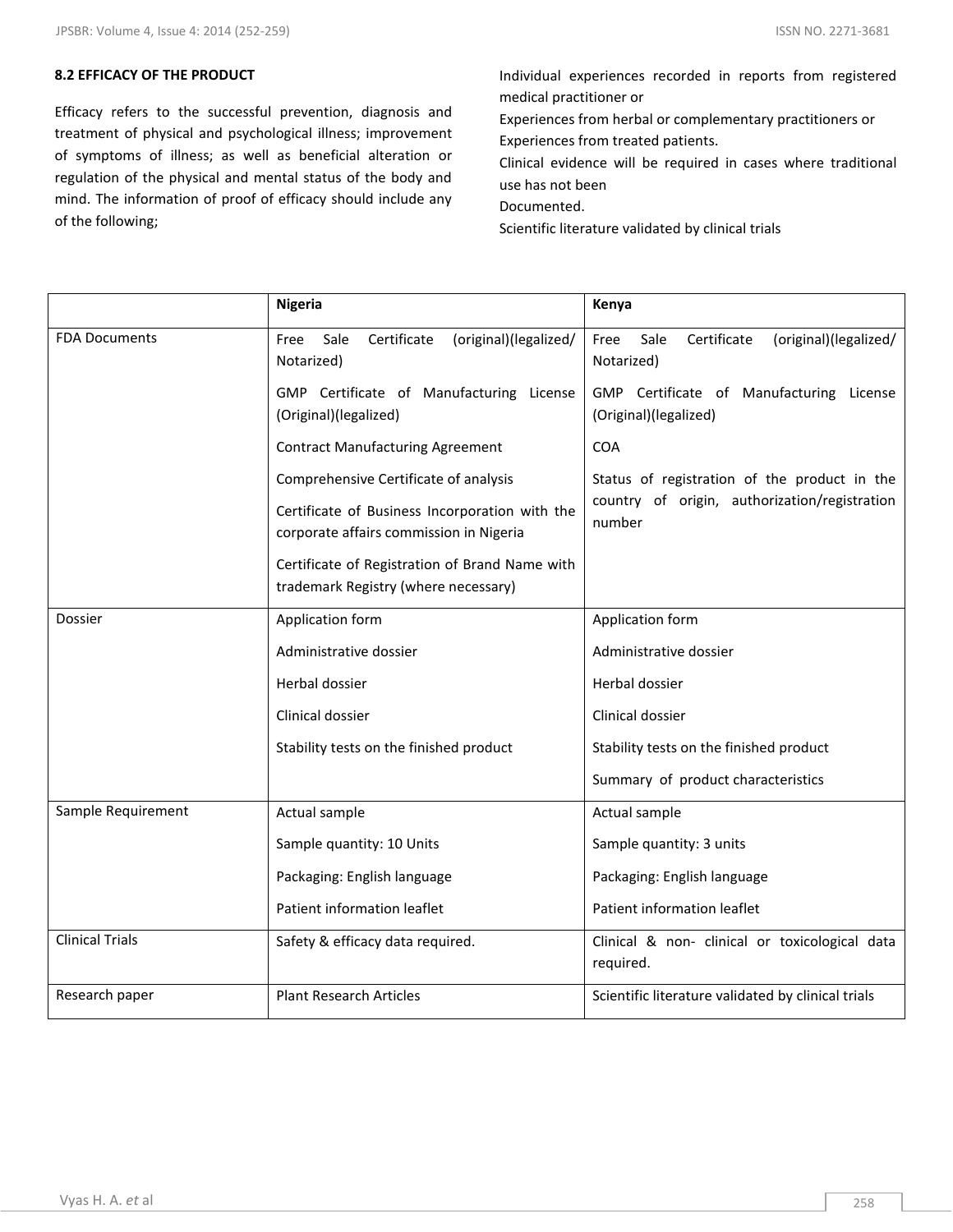### 8.2 EFFICACY OF THE PRODUCT

Efficacy refers to the successful prevention, diagnosis and treatment of physical and psychological illness; improvement of symptoms of illness; as well as beneficial alteration or regulation of the physical and mental status of the body and mind. The information of proof of efficacy should include any of the following;

Individual experiences recorded in reports from registered medical practitioner or

Experiences from herbal or complementary practitioners or

Experiences from treated patients.

Clinical evidence will be required in cases where traditional use has not been

Documented.

Scientific literature validated by clinical trials

| | Nigeria | Kenya |
|---|---|---|
| FDA Documents | Free Sale Certificate (original)(legalized/ Notarized)<br>GMP Certificate of Manufacturing License (Original)(legalized)<br>Contract Manufacturing Agreement<br>Comprehensive Certificate of analysis<br>Certificate of Business Incorporation with the corporate affairs commission in Nigeria<br>Certificate of Registration of Brand Name with trademark Registry (where necessary) | Free Sale Certificate (original)(legalized/ Notarized)<br>GMP Certificate of Manufacturing License (Original)(legalized)<br>COA<br>Status of registration of the product in the country of origin, authorization/registration number |
| Dossier | Application form<br>Administrative dossier<br>Herbal dossier<br>Clinical dossier<br>Stability tests on the finished product | Application form<br>Administrative dossier<br>Herbal dossier<br>Clinical dossier<br>Stability tests on the finished product<br>Summary of product characteristics |
| Sample Requirement | Actual sample<br>Sample quantity: 10 Units<br>Packaging: English language<br>Patient information leaflet | Actual sample<br>Sample quantity: 3 units<br>Packaging: English language<br>Patient information leaflet |
| Clinical Trials | Safety & efficacy data required. | Clinical & non- clinical or toxicological data required. |
| Research paper | Plant Research Articles | Scientific literature validated by clinical trials |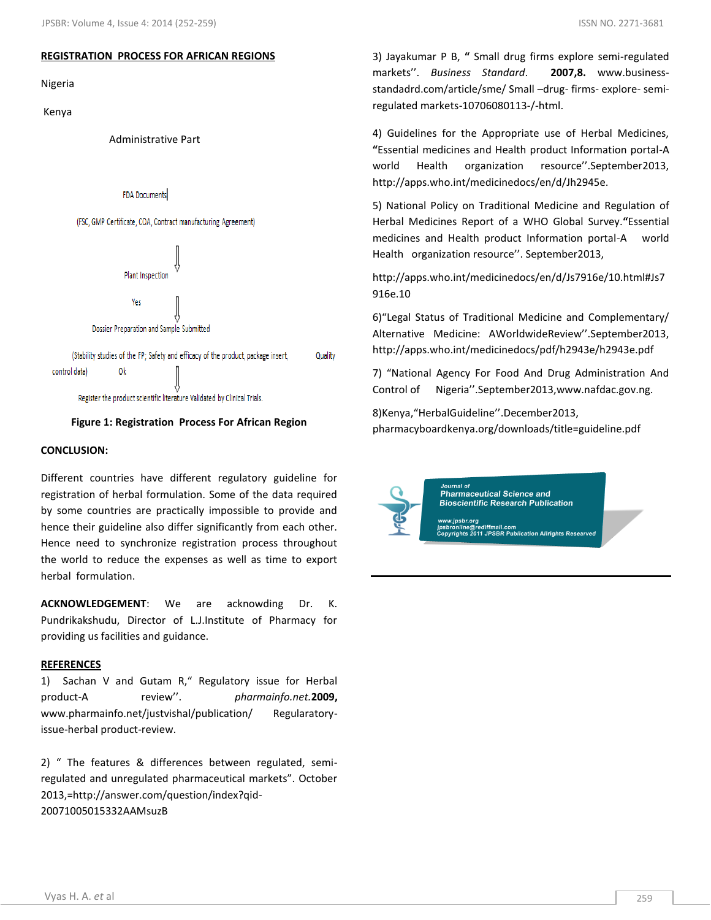**REGISTRATION PROCESS FOR AFRICAN REGIONS**

Nigeria

Kenya

Administrative Part

FDA Documents

(FSC, GMP Certificate, COA, Contract manufacturing Agreement)

Plant Inspection

Yes

Dossier Preparation and Sample Submitted

(Stability studies of the FP; Safety and efficacy of the product, package insert, Quality control data) Ok

Register the product scientific literature Validated by Clinical Trials.

**Figure 1: Registration Process For African Region**

**CONCLUSION:**

Different countries have different regulatory guideline for registration of herbal formulation. Some of the data required by some countries are practically impossible to provide and hence their guideline also differ significantly from each other. Hence need to synchronize registration process throughout the world to reduce the expenses as well as time to export herbal formulation.

**ACKNOWLEDGEMENT**: We are acknowding Dr. K. Pundrikakshudu, Director of L.J.Institute of Pharmacy for providing us facilities and guidance.

**REFERENCES**

1) Sachan V and Gutam R," Regulatory issue for Herbal product-A review''. *pharmainfo.net.* **2009,** www.pharmainfo.net/justvishal/publication/ Regularatory-issue-herbal product-review.

2) " The features & differences between regulated, semi-regulated and unregulated pharmaceutical markets". October 2013,=http://answer.com/question/index?qid-20071005015332AAMsuzB

3) Jayakumar P B, **"** Small drug firms explore semi-regulated markets''. *Business Standard*. **2007,8.** www.business-standadrd.com/article/sme/ Small –drug- firms- explore- semi-regulated markets-10706080113-/-html.

4) Guidelines for the Appropriate use of Herbal Medicines, **"**Essential medicines and Health product Information portal-A world Health organization resource''.September2013, http://apps.who.int/medicinedocs/en/d/Jh2945e.

5) National Policy on Traditional Medicine and Regulation of Herbal Medicines Report of a WHO Global Survey.**"**Essential medicines and Health product Information portal-A world Health organization resource''. September2013,

http://apps.who.int/medicinedocs/en/d/Js7916e/10.html#Js7916e.10

6)"Legal Status of Traditional Medicine and Complementary/ Alternative Medicine: AWorldwideReview''.September2013, http://apps.who.int/medicinedocs/pdf/h2943e/h2943e.pdf

7) "National Agency For Food And Drug Administration And Control of Nigeria''.September2013,www.nafdac.gov.ng.

8)Kenya,"HerbalGuideline''.December2013, pharmacyboardkenya.org/downloads/title=guideline.pdf

Journal of Pharmaceutical Science and Bioscientific Research Publication
www.jpsbr.org
jpsbronline@rediffmail.com
Copyrights 2011 JPSBR Publication Allrights Researved